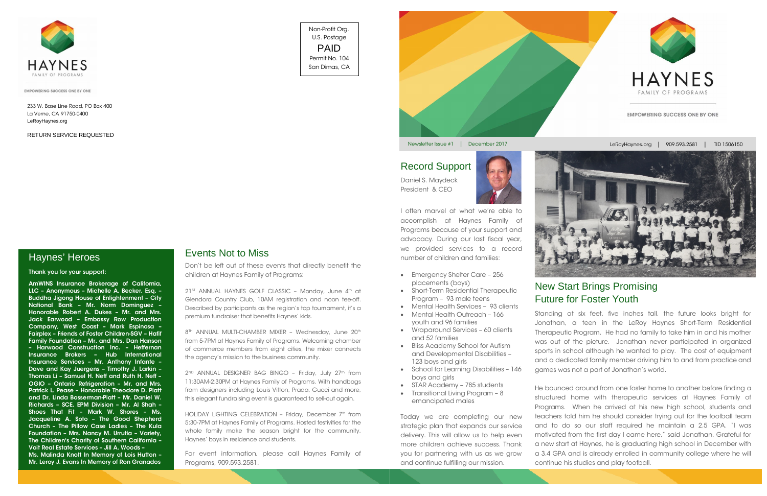HAYNES

FAMILY OF PROGRAMS

EMPOWERING SUCCESS ONE BY ONE

233 W. Base Line Road, PO Box 400
La Verne, CA 91750-0400
LeRoyHaynes.org

RETURN SERVICE REQUESTED

Non-Profit Org.
U.S. Postage
PAID
Permit No. 104
San Dimas, CA

## Haynes' Heroes

**Thank you for your support:**

**AmWINS Insurance Brokerage of California, LLC – Anonymous – Michelle A. Becker, Esq. – Buddha Jigong House of Enlightenment – City National Bank – Mr. Norm Dominguez – Honorable Robert A. Dukes – Mr. and Mrs. Jack Earwood – Embassy Row Production Company, West Coast – Mark Espinosa – Fairplex – Friends of Foster Children-SGV – Hafif Family Foundation – Mr. and Mrs. Dan Hanson – Harwood Construction Inc. – Heffernan Insurance Brokers – Hub International Insurance Services – Mr. Anthony Infante – Dave and Kay Juergens – Timothy J. Larkin – Thomas Li – Samuel H. Neff and Ruth H. Neff – OGIO – Ontario Refrigeration – Mr. and Mrs. Patrick L. Pease – Honorable Theodore D. Piatt and Dr. Linda Bosserman-Piatt – Mr. Daniel W. Richards – SCE, EPM Division – Mr. Al Shah – Shoes That Fit – Mark W. Shores – Ms. Jacqueline A. Soto – The Good Shepherd Church – The Pillow Case Ladies – The Kula Foundation – Mrs. Nancy M. Urrutia – Variety, The Children's Charity of Southern California – Voit Real Estate Services – Jill A. Woods – Ms. Malinda Knott In Memory of Lois Hutton – Mr. Leroy J. Evans In Memory of Ron Granados**

## Events Not to Miss

Don't be left out of these events that directly benefit the children at Haynes Family of Programs:

21ST ANNUAL HAYNES GOLF CLASSIC – Monday, June 4th at Glendora Country Club, 10AM registration and noon tee-off. Described by participants as the region's top tournament, it's a premium fundraiser that benefits Haynes' kids.

8TH ANNUAL MULTI-CHAMBER MIXER – Wednesday, June 20th from 5-7PM at Haynes Family of Programs. Welcoming chamber of commerce members from eight cities, the mixer connects the agency's mission to the business community.

2ND ANNUAL DESIGNER BAG BINGO – Friday, July 27th from 11:30AM-2:30PM at Haynes Family of Programs. With handbags from designers including Louis Vitton, Prada, Gucci and more, this elegant fundraising event is guaranteed to sell-out again.

HOLIDAY LIGHTING CELEBRATION – Friday, December 7th from 5:30-7PM at Haynes Family of Programs. Hosted festivities for the whole family make the season bright for the community, Haynes' boys in residence and students.

For event information, please call Haynes Family of Programs, 909.593.2581.

HAYNES

FAMILY OF PROGRAMS

EMPOWERING SUCCESS ONE BY ONE

Newsletter Issue #1 | December 2017 — LeRoyHaynes.org | 909.593.2581 | TID 1506150

## Record Support

Daniel S. Maydeck
President & CEO

I often marvel at what we're able to accomplish at Haynes Family of Programs because of your support and advocacy. During our last fiscal year, we provided services to a record number of children and families:

- Emergency Shelter Care – 256 placements (boys)
- Short-Term Residential Therapeutic Program – 93 male teens
- Mental Health Services – 93 clients
- Mental Health Outreach – 166 youth and 96 families
- Wraparound Services – 60 clients and 52 families
- Bliss Academy School for Autism and Developmental Disabilities – 123 boys and girls
- School for Learning Disabilities – 146 boys and girls
- STAR Academy – 785 students
- Transitional Living Program – 8 emancipated males

Today we are completing our new strategic plan that expands our service delivery. This will allow us to help even more children achieve success. Thank you for partnering with us as we grow and continue fulfilling our mission.

## New Start Brings Promising Future for Foster Youth

Standing at six feet, five inches tall, the future looks bright for Jonathan, a teen in the LeRoy Haynes Short-Term Residential Therapeutic Program. He had no family to take him in and his mother was out of the picture. Jonathan never participated in organized sports in school although he wanted to play. The cost of equipment and a dedicated family member driving him to and from practice and games was not a part of Jonathan's world.

He bounced around from one foster home to another before finding a structured home with therapeutic services at Haynes Family of Programs. When he arrived at his new high school, students and teachers told him he should consider trying out for the football team and to do so our staff required he maintain a 2.5 GPA. "I was motivated from the first day I came here," said Jonathan. Grateful for a new start at Haynes, he is graduating high school in December with a 3.4 GPA and is already enrolled in community college where he will continue his studies and play football.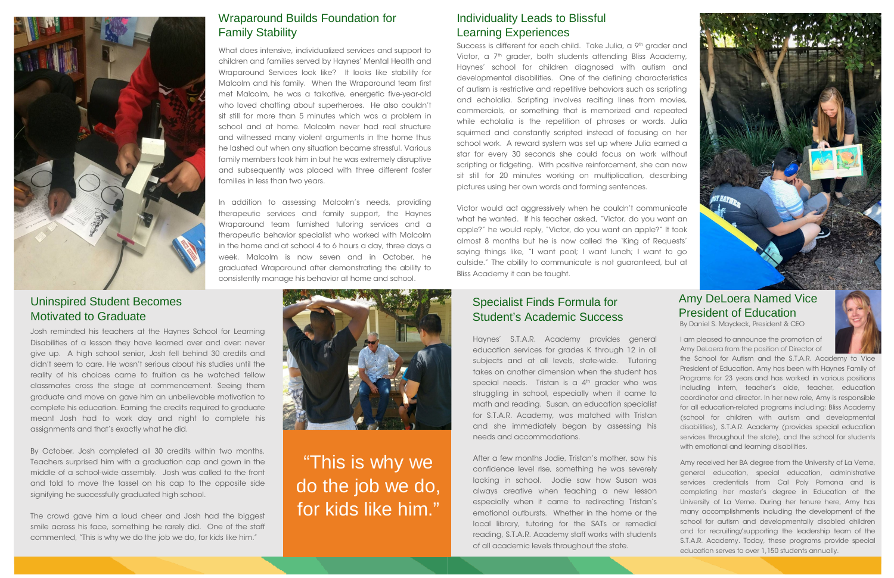## Wraparound Builds Foundation for Family Stability

What does intensive, individualized services and support to children and families served by Haynes' Mental Health and Wraparound Services look like? It looks like stability for Malcolm and his family. When the Wraparound team first met Malcolm, he was a talkative, energetic five-year-old who loved chatting about superheroes. He also couldn't sit still for more than 5 minutes which was a problem in school and at home. Malcolm never had real structure and witnessed many violent arguments in the home thus he lashed out when any situation became stressful. Various family members took him in but he was extremely disruptive and subsequently was placed with three different foster families in less than two years.

In addition to assessing Malcolm's needs, providing therapeutic services and family support, the Haynes Wraparound team furnished tutoring services and a therapeutic behavior specialist who worked with Malcolm in the home and at school 4 to 6 hours a day, three days a week. Malcolm is now seven and in October, he graduated Wraparound after demonstrating the ability to consistently manage his behavior at home and school.

## Individuality Leads to Blissful Learning Experiences

Success is different for each child. Take Julia, a 9th grader and Victor, a 7th grader, both students attending Bliss Academy, Haynes' school for children diagnosed with autism and developmental disabilities. One of the defining characteristics of autism is restrictive and repetitive behaviors such as scripting and echolalia. Scripting involves reciting lines from movies, commercials, or something that is memorized and repeated while echolalia is the repetition of phrases or words. Julia squirmed and constantly scripted instead of focusing on her school work. A reward system was set up where Julia earned a star for every 30 seconds she could focus on work without scripting or fidgeting. With positive reinforcement, she can now sit still for 20 minutes working on multiplication, describing pictures using her own words and forming sentences.

Victor would act aggressively when he couldn't communicate what he wanted. If his teacher asked, "Victor, do you want an apple?" he would reply, "Victor, do you want an apple?" It took almost 8 months but he is now called the 'King of Requests' saying things like, "I want pool; I want lunch; I want to go outside." The ability to communicate is not guaranteed, but at Bliss Academy it can be taught.

## Uninspired Student Becomes Motivated to Graduate

Josh reminded his teachers at the Haynes School for Learning Disabilities of a lesson they have learned over and over: never give up. A high school senior, Josh fell behind 30 credits and didn't seem to care. He wasn't serious about his studies until the reality of his choices came to fruition as he watched fellow classmates cross the stage at commencement. Seeing them graduate and move on gave him an unbelievable motivation to complete his education. Earning the credits required to graduate meant Josh had to work day and night to complete his assignments and that's exactly what he did.

By October, Josh completed all 30 credits within two months. Teachers surprised him with a graduation cap and gown in the middle of a school-wide assembly. Josh was called to the front and told to move the tassel on his cap to the opposite side signifying he successfully graduated high school.

The crowd gave him a loud cheer and Josh had the biggest smile across his face, something he rarely did. One of the staff commented, "This is why we do the job we do, for kids like him."

> "This is why we do the job we do, for kids like him."

## Specialist Finds Formula for Student's Academic Success

Haynes' S.T.A.R. Academy provides general education services for grades K through 12 in all subjects and at all levels, state-wide. Tutoring takes on another dimension when the student has special needs. Tristan is a 4th grader who was struggling in school, especially when it came to math and reading. Susan, an education specialist for S.T.A.R. Academy, was matched with Tristan and she immediately began by assessing his needs and accommodations.

After a few months Jodie, Tristan's mother, saw his confidence level rise, something he was severely lacking in school. Jodie saw how Susan was always creative when teaching a new lesson especially when it came to redirecting Tristan's emotional outbursts. Whether in the home or the local library, tutoring for the SATs or remedial reading, S.T.A.R. Academy staff works with students of all academic levels throughout the state.

## Amy DeLoera Named Vice President of Education

By Daniel S. Maydeck, President & CEO

I am pleased to announce the promotion of Amy DeLoera from the position of Director of the School for Autism and the S.T.A.R. Academy to Vice President of Education. Amy has been with Haynes Family of Programs for 23 years and has worked in various positions including intern, teacher's aide, teacher, education coordinator and director. In her new role, Amy is responsible for all education-related programs including: Bliss Academy (school for children with autism and developmental disabilities), S.T.A.R. Academy (provides special education services throughout the state), and the school for students with emotional and learning disabilities.

Amy received her BA degree from the University of La Verne, general education, special education, administrative services credentials from Cal Poly Pomona and is completing her master's degree in Education at the University of La Verne. During her tenure here, Amy has many accomplishments including the development of the school for autism and developmentally disabled children and for recruiting/supporting the leadership team of the S.T.A.R. Academy. Today, these programs provide special education serves to over 1,150 students annually.